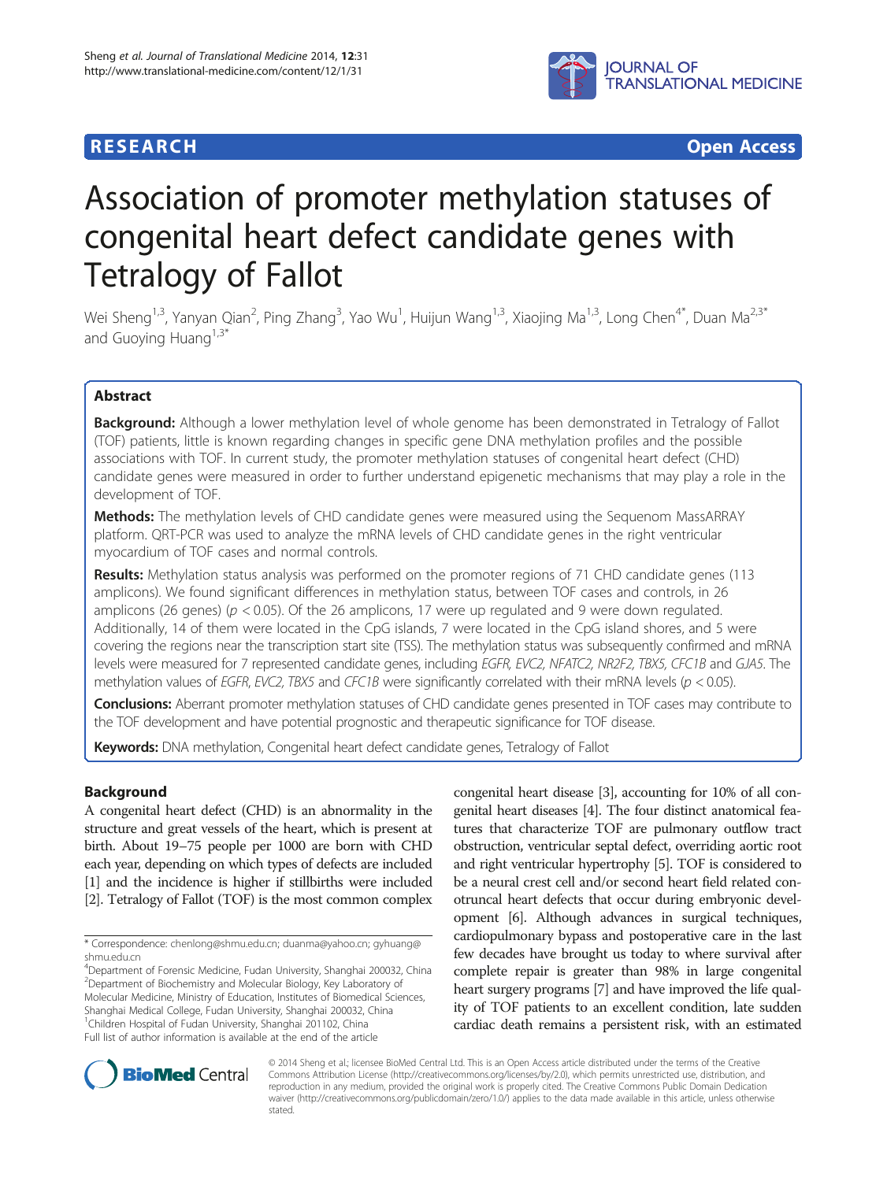# RESEARCH Open Access

# Association of promoter methylation statuses of congenital heart defect candidate genes with Tetralogy of Fallot

Wei Sheng[1,3], Yanyan Qian[2], Ping Zhang[3], Yao Wu[1], Huijun Wang[1,3], Xiaojing Ma[1,3], Long Chen[4*], Duan Ma[2,3*] and Guoying Huang[1,3*]

## Abstract

**Background:** Although a lower methylation level of whole genome has been demonstrated in Tetralogy of Fallot (TOF) patients, little is known regarding changes in specific gene DNA methylation profiles and the possible associations with TOF. In current study, the promoter methylation statuses of congenital heart defect (CHD) candidate genes were measured in order to further understand epigenetic mechanisms that may play a role in the development of TOF.

**Methods:** The methylation levels of CHD candidate genes were measured using the Sequenom MassARRAY platform. QRT-PCR was used to analyze the mRNA levels of CHD candidate genes in the right ventricular myocardium of TOF cases and normal controls.

**Results:** Methylation status analysis was performed on the promoter regions of 71 CHD candidate genes (113 amplicons). We found significant differences in methylation status, between TOF cases and controls, in 26 amplicons (26 genes) ($p < 0.05$). Of the 26 amplicons, 17 were up regulated and 9 were down regulated. Additionally, 14 of them were located in the CpG islands, 7 were located in the CpG island shores, and 5 were covering the regions near the transcription start site (TSS). The methylation status was subsequently confirmed and mRNA levels were measured for 7 represented candidate genes, including *EGFR, EVC2, NFATC2, NR2F2, TBX5, CFC1B* and *GJA5*. The methylation values of *EGFR, EVC2, TBX5* and *CFC1B* were significantly correlated with their mRNA levels ($p < 0.05$).

**Conclusions:** Aberrant promoter methylation statuses of CHD candidate genes presented in TOF cases may contribute to the TOF development and have potential prognostic and therapeutic significance for TOF disease.

**Keywords:** DNA methylation, Congenital heart defect candidate genes, Tetralogy of Fallot

## Background

A congenital heart defect (CHD) is an abnormality in the structure and great vessels of the heart, which is present at birth. About 19–75 people per 1000 are born with CHD each year, depending on which types of defects are included [1] and the incidence is higher if stillbirths were included [2]. Tetralogy of Fallot (TOF) is the most common complex congenital heart disease [3], accounting for 10% of all congenital heart diseases [4]. The four distinct anatomical features that characterize TOF are pulmonary outflow tract obstruction, ventricular septal defect, overriding aortic root and right ventricular hypertrophy [5]. TOF is considered to be a neural crest cell and/or second heart field related conotruncal heart defects that occur during embryonic development [6]. Although advances in surgical techniques, cardiopulmonary bypass and postoperative care in the last few decades have brought us today to where survival after complete repair is greater than 98% in large congenital heart surgery programs [7] and have improved the life quality of TOF patients to an excellent condition, late sudden cardiac death remains a persistent risk, with an estimated

\* Correspondence: chenlong@shmu.edu.cn; duanma@yahoo.cn; gyhuang@shmu.edu.cn
[4]Department of Forensic Medicine, Fudan University, Shanghai 200032, China
[2]Department of Biochemistry and Molecular Biology, Key Laboratory of Molecular Medicine, Ministry of Education, Institutes of Biomedical Sciences, Shanghai Medical College, Fudan University, Shanghai 200032, China
[1]Children Hospital of Fudan University, Shanghai 201102, China
Full list of author information is available at the end of the article

© 2014 Sheng et al.; licensee BioMed Central Ltd. This is an Open Access article distributed under the terms of the Creative Commons Attribution License (http://creativecommons.org/licenses/by/2.0), which permits unrestricted use, distribution, and reproduction in any medium, provided the original work is properly cited. The Creative Commons Public Domain Dedication waiver (http://creativecommons.org/publicdomain/zero/1.0/) applies to the data made available in this article, unless otherwise stated.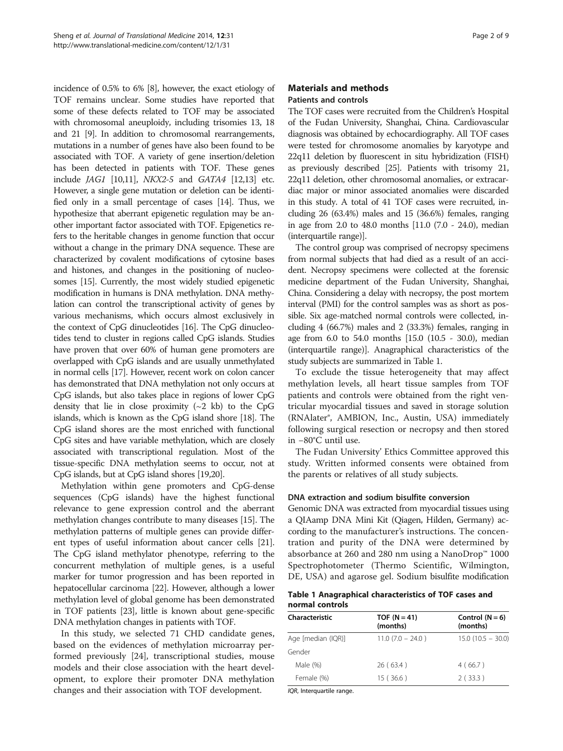incidence of 0.5% to 6% [8], however, the exact etiology of TOF remains unclear. Some studies have reported that some of these defects related to TOF may be associated with chromosomal aneuploidy, including trisomies 13, 18 and 21 [9]. In addition to chromosomal rearrangements, mutations in a number of genes have also been found to be associated with TOF. A variety of gene insertion/deletion has been detected in patients with TOF. These genes include *JAG1* [10,11], *NKX2-5* and *GATA4* [12,13] etc. However, a single gene mutation or deletion can be identified only in a small percentage of cases [14]. Thus, we hypothesize that aberrant epigenetic regulation may be another important factor associated with TOF. Epigenetics refers to the heritable changes in genome function that occur without a change in the primary DNA sequence. These are characterized by covalent modifications of cytosine bases and histones, and changes in the positioning of nucleosomes [15]. Currently, the most widely studied epigenetic modification in humans is DNA methylation. DNA methylation can control the transcriptional activity of genes by various mechanisms, which occurs almost exclusively in the context of CpG dinucleotides [16]. The CpG dinucleotides tend to cluster in regions called CpG islands. Studies have proven that over 60% of human gene promoters are overlapped with CpG islands and are usually unmethylated in normal cells [17]. However, recent work on colon cancer has demonstrated that DNA methylation not only occurs at CpG islands, but also takes place in regions of lower CpG density that lie in close proximity (~2 kb) to the CpG islands, which is known as the CpG island shore [18]. The CpG island shores are the most enriched with functional CpG sites and have variable methylation, which are closely associated with transcriptional regulation. Most of the tissue-specific DNA methylation seems to occur, not at CpG islands, but at CpG island shores [19,20].

Methylation within gene promoters and CpG-dense sequences (CpG islands) have the highest functional relevance to gene expression control and the aberrant methylation changes contribute to many diseases [15]. The methylation patterns of multiple genes can provide different types of useful information about cancer cells [21]. The CpG island methylator phenotype, referring to the concurrent methylation of multiple genes, is a useful marker for tumor progression and has been reported in hepatocellular carcinoma [22]. However, although a lower methylation level of global genome has been demonstrated in TOF patients [23], little is known about gene-specific DNA methylation changes in patients with TOF.

In this study, we selected 71 CHD candidate genes, based on the evidences of methylation microarray performed previously [24], transcriptional studies, mouse models and their close association with the heart development, to explore their promoter DNA methylation changes and their association with TOF development.

## Materials and methods

### Patients and controls

The TOF cases were recruited from the Children's Hospital of the Fudan University, Shanghai, China. Cardiovascular diagnosis was obtained by echocardiography. All TOF cases were tested for chromosome anomalies by karyotype and 22q11 deletion by fluorescent in situ hybridization (FISH) as previously described [25]. Patients with trisomy 21, 22q11 deletion, other chromosomal anomalies, or extracardiac major or minor associated anomalies were discarded in this study. A total of 41 TOF cases were recruited, including 26 (63.4%) males and 15 (36.6%) females, ranging in age from 2.0 to 48.0 months [11.0 (7.0 - 24.0), median (interquartile range)].

The control group was comprised of necropsy specimens from normal subjects that had died as a result of an accident. Necropsy specimens were collected at the forensic medicine department of the Fudan University, Shanghai, China. Considering a delay with necropsy, the post mortem interval (PMI) for the control samples was as short as possible. Six age-matched normal controls were collected, including 4 (66.7%) males and 2 (33.3%) females, ranging in age from 6.0 to 54.0 months [15.0 (10.5 - 30.0), median (interquartile range)]. Anagraphical characteristics of the study subjects are summarized in Table 1.

To exclude the tissue heterogeneity that may affect methylation levels, all heart tissue samples from TOF patients and controls were obtained from the right ventricular myocardial tissues and saved in storage solution (RNAlater®, AMBION, Inc., Austin, USA) immediately following surgical resection or necropsy and then stored in −80°C until use.

The Fudan University' Ethics Committee approved this study. Written informed consents were obtained from the parents or relatives of all study subjects.

### DNA extraction and sodium bisulfite conversion

Genomic DNA was extracted from myocardial tissues using a QIAamp DNA Mini Kit (Qiagen, Hilden, Germany) according to the manufacturer's instructions. The concentration and purity of the DNA were determined by absorbance at 260 and 280 nm using a NanoDrop™ 1000 Spectrophotometer (Thermo Scientific, Wilmington, DE, USA) and agarose gel. Sodium bisulfite modification

**Table 1 Anagraphical characteristics of TOF cases and normal controls**

| Characteristic | TOF (N = 41) (months) | Control (N = 6) (months) |
|---|---|---|
| Age [median (IQR)] | 11.0 (7.0 − 24.0 ) | 15.0 (10.5 − 30.0) |
| Gender | | |
| Male (%) | 26 ( 63.4 ) | 4 ( 66.7 ) |
| Female (%) | 15 ( 36.6 ) | 2 ( 33.3 ) |

*IQR*, Interquartile range.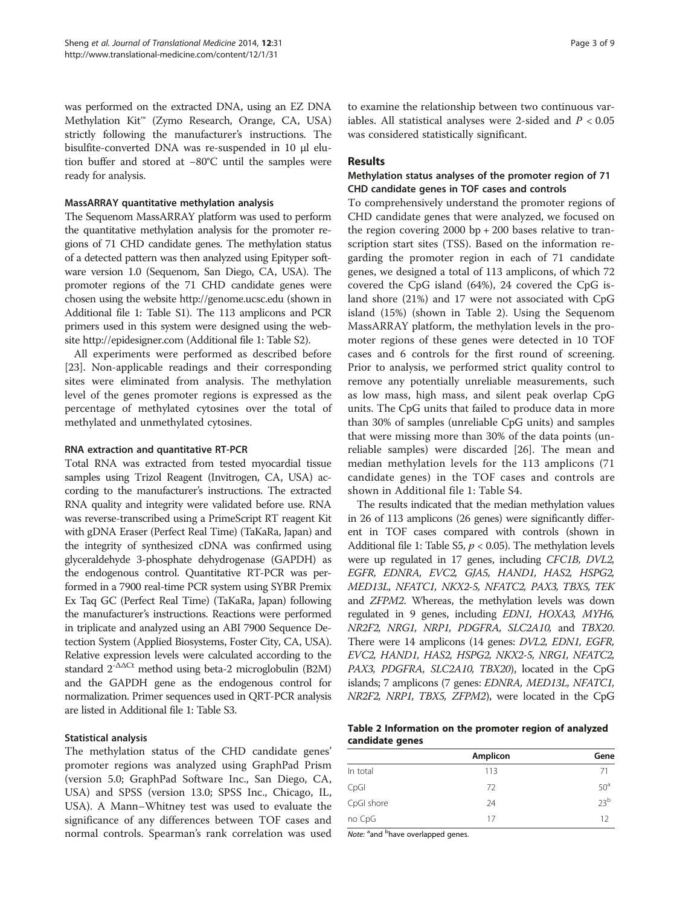was performed on the extracted DNA, using an EZ DNA Methylation Kit™ (Zymo Research, Orange, CA, USA) strictly following the manufacturer's instructions. The bisulfite-converted DNA was re-suspended in 10 μl elution buffer and stored at −80°C until the samples were ready for analysis.

### MassARRAY quantitative methylation analysis

The Sequenom MassARRAY platform was used to perform the quantitative methylation analysis for the promoter regions of 71 CHD candidate genes. The methylation status of a detected pattern was then analyzed using Epityper software version 1.0 (Sequenom, San Diego, CA, USA). The promoter regions of the 71 CHD candidate genes were chosen using the website http://genome.ucsc.edu (shown in Additional file 1: Table S1). The 113 amplicons and PCR primers used in this system were designed using the website http://epidesigner.com (Additional file 1: Table S2).

All experiments were performed as described before [23]. Non-applicable readings and their corresponding sites were eliminated from analysis. The methylation level of the genes promoter regions is expressed as the percentage of methylated cytosines over the total of methylated and unmethylated cytosines.

### RNA extraction and quantitative RT-PCR

Total RNA was extracted from tested myocardial tissue samples using Trizol Reagent (Invitrogen, CA, USA) according to the manufacturer's instructions. The extracted RNA quality and integrity were validated before use. RNA was reverse-transcribed using a PrimeScript RT reagent Kit with gDNA Eraser (Perfect Real Time) (TaKaRa, Japan) and the integrity of synthesized cDNA was confirmed using glyceraldehyde 3-phosphate dehydrogenase (GAPDH) as the endogenous control. Quantitative RT-PCR was performed in a 7900 real-time PCR system using SYBR Premix Ex Taq GC (Perfect Real Time) (TaKaRa, Japan) following the manufacturer's instructions. Reactions were performed in triplicate and analyzed using an ABI 7900 Sequence Detection System (Applied Biosystems, Foster City, CA, USA). Relative expression levels were calculated according to the standard $2^{-\Delta\Delta Ct}$ method using beta-2 microglobulin (B2M) and the GAPDH gene as the endogenous control for normalization. Primer sequences used in QRT-PCR analysis are listed in Additional file 1: Table S3.

### Statistical analysis

The methylation status of the CHD candidate genes' promoter regions was analyzed using GraphPad Prism (version 5.0; GraphPad Software Inc., San Diego, CA, USA) and SPSS (version 13.0; SPSS Inc., Chicago, IL, USA). A Mann–Whitney test was used to evaluate the significance of any differences between TOF cases and normal controls. Spearman's rank correlation was used to examine the relationship between two continuous variables. All statistical analyses were 2-sided and $P < 0.05$ was considered statistically significant.

## Results

### Methylation status analyses of the promoter region of 71 CHD candidate genes in TOF cases and controls

To comprehensively understand the promoter regions of CHD candidate genes that were analyzed, we focused on the region covering 2000 bp + 200 bases relative to transcription start sites (TSS). Based on the information regarding the promoter region in each of 71 candidate genes, we designed a total of 113 amplicons, of which 72 covered the CpG island (64%), 24 covered the CpG island shore (21%) and 17 were not associated with CpG island (15%) (shown in Table 2). Using the Sequenom MassARRAY platform, the methylation levels in the promoter regions of these genes were detected in 10 TOF cases and 6 controls for the first round of screening. Prior to analysis, we performed strict quality control to remove any potentially unreliable measurements, such as low mass, high mass, and silent peak overlap CpG units. The CpG units that failed to produce data in more than 30% of samples (unreliable CpG units) and samples that were missing more than 30% of the data points (unreliable samples) were discarded [26]. The mean and median methylation levels for the 113 amplicons (71 candidate genes) in the TOF cases and controls are shown in Additional file 1: Table S4.

The results indicated that the median methylation values in 26 of 113 amplicons (26 genes) were significantly different in TOF cases compared with controls (shown in Additional file 1: Table S5, $p < 0.05$). The methylation levels were up regulated in 17 genes, including *CFC1B, DVL2, EGFR, EDNRA, EVC2, GJA5, HAND1, HAS2, HSPG2, MED13L, NFATC1, NKX2-5, NFATC2, PAX3, TBX5, TEK* and *ZFPM2*. Whereas, the methylation levels was down regulated in 9 genes, including *EDN1, HOXA3, MYH6, NR2F2, NRG1, NRP1, PDGFRA, SLC2A10,* and *TBX20*. There were 14 amplicons (14 genes: *DVL2, EDN1, EGFR, EVC2, HAND1, HAS2, HSPG2, NKX2-5, NRG1, NFATC2, PAX3, PDGFRA, SLC2A10, TBX20*), located in the CpG islands; 7 amplicons (7 genes: *EDNRA, MED13L, NFATC1, NR2F2, NRP1, TBX5, ZFPM2*), were located in the CpG

**Table 2 Information on the promoter region of analyzed candidate genes**

| | Amplicon | Gene |
|---|---|---|
| In total | 113 | 71 |
| CpGI | 72 | 50[a] |
| CpGI shore | 24 | 23[b] |
| no CpG | 17 | 12 |

*Note:* [a]and [b]have overlapped genes.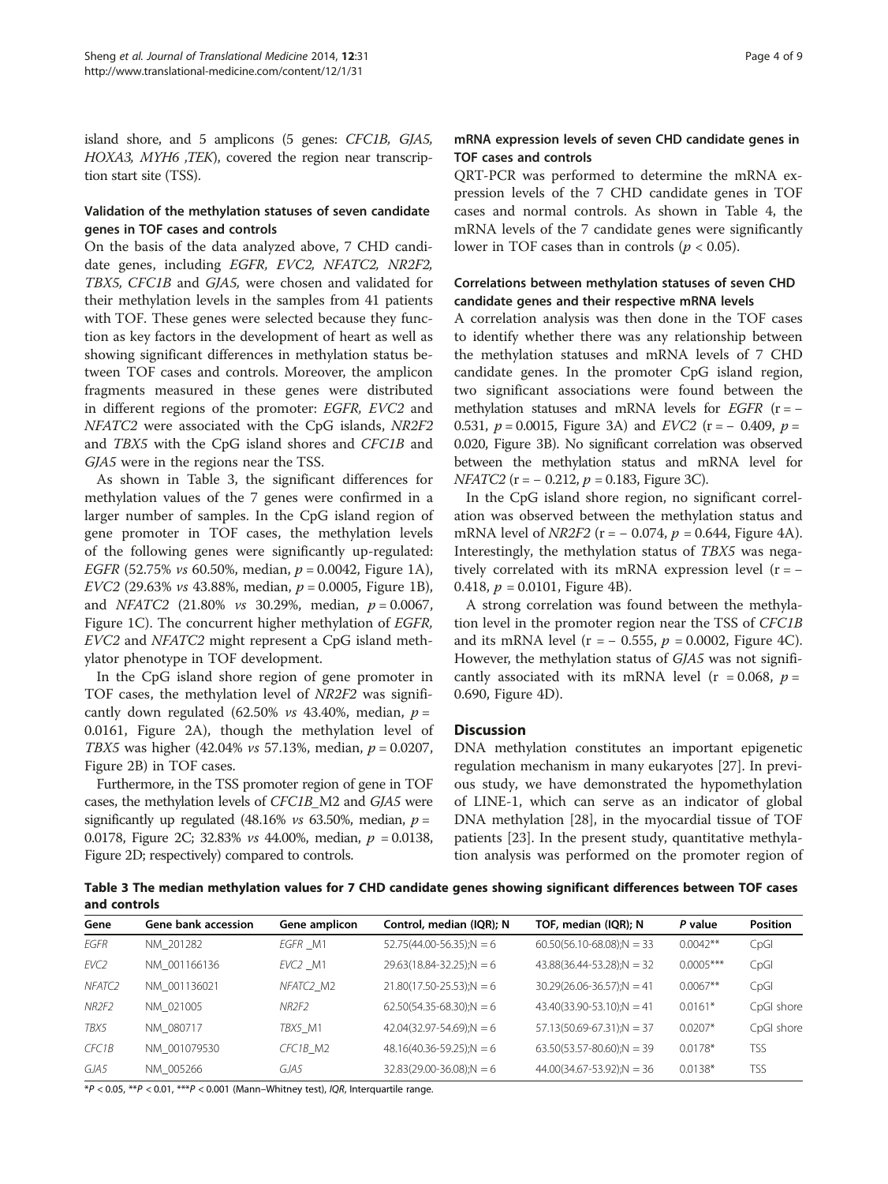island shore, and 5 amplicons (5 genes: *CFC1B*, *GJA5*, *HOXA3*, *MYH6* ,*TEK*), covered the region near transcription start site (TSS).

### Validation of the methylation statuses of seven candidate genes in TOF cases and controls

On the basis of the data analyzed above, 7 CHD candidate genes, including *EGFR*, *EVC2*, *NFATC2*, *NR2F2*, *TBX5*, *CFC1B* and *GJA5*, were chosen and validated for their methylation levels in the samples from 41 patients with TOF. These genes were selected because they function as key factors in the development of heart as well as showing significant differences in methylation status between TOF cases and controls. Moreover, the amplicon fragments measured in these genes were distributed in different regions of the promoter: *EGFR*, *EVC2* and *NFATC2* were associated with the CpG islands, *NR2F2* and *TBX5* with the CpG island shores and *CFC1B* and *GJA5* were in the regions near the TSS.

As shown in Table 3, the significant differences for methylation values of the 7 genes were confirmed in a larger number of samples. In the CpG island region of gene promoter in TOF cases, the methylation levels of the following genes were significantly up-regulated: *EGFR* (52.75% *vs* 60.50%, median, $p = 0.0042$, Figure 1A), *EVC2* (29.63% *vs* 43.88%, median, $p = 0.0005$, Figure 1B), and *NFATC2* (21.80% *vs* 30.29%, median, $p = 0.0067$, Figure 1C). The concurrent higher methylation of *EGFR*, *EVC2* and *NFATC2* might represent a CpG island methylator phenotype in TOF development.

In the CpG island shore region of gene promoter in TOF cases, the methylation level of *NR2F2* was significantly down regulated (62.50% *vs* 43.40%, median, $p = 0.0161$, Figure 2A), though the methylation level of *TBX5* was higher (42.04% *vs* 57.13%, median, $p = 0.0207$, Figure 2B) in TOF cases.

Furthermore, in the TSS promoter region of gene in TOF cases, the methylation levels of *CFC1B*_M2 and *GJA5* were significantly up regulated (48.16% *vs* 63.50%, median, $p = 0.0178$, Figure 2C; 32.83% *vs* 44.00%, median, $p = 0.0138$, Figure 2D; respectively) compared to controls.

### mRNA expression levels of seven CHD candidate genes in TOF cases and controls

QRT-PCR was performed to determine the mRNA expression levels of the 7 CHD candidate genes in TOF cases and normal controls. As shown in Table 4, the mRNA levels of the 7 candidate genes were significantly lower in TOF cases than in controls ($p < 0.05$).

### Correlations between methylation statuses of seven CHD candidate genes and their respective mRNA levels

A correlation analysis was then done in the TOF cases to identify whether there was any relationship between the methylation statuses and mRNA levels of 7 CHD candidate genes. In the promoter CpG island region, two significant associations were found between the methylation statuses and mRNA levels for *EGFR* ($r = -0.531$, $p = 0.0015$, Figure 3A) and *EVC2* ($r = -0.409$, $p = 0.020$, Figure 3B). No significant correlation was observed between the methylation status and mRNA level for *NFATC2* ($r = -0.212$, $p = 0.183$, Figure 3C).

In the CpG island shore region, no significant correlation was observed between the methylation status and mRNA level of *NR2F2* ($r = -0.074$, $p = 0.644$, Figure 4A). Interestingly, the methylation status of *TBX5* was negatively correlated with its mRNA expression level ($r = -0.418$, $p = 0.0101$, Figure 4B).

A strong correlation was found between the methylation level in the promoter region near the TSS of *CFC1B* and its mRNA level ($r = -0.555$, $p = 0.0002$, Figure 4C). However, the methylation status of *GJA5* was not significantly associated with its mRNA level ($r = 0.068$, $p = 0.690$, Figure 4D).

## Discussion

DNA methylation constitutes an important epigenetic regulation mechanism in many eukaryotes [27]. In previous study, we have demonstrated the hypomethylation of LINE-1, which can serve as an indicator of global DNA methylation [28], in the myocardial tissue of TOF patients [23]. In the present study, quantitative methylation analysis was performed on the promoter region of

**Table 3 The median methylation values for 7 CHD candidate genes showing significant differences between TOF cases and controls**

| Gene | Gene bank accession | Gene amplicon | Control, median (IQR); N | TOF, median (IQR); N | P value | Position |
|---|---|---|---|---|---|---|
| *EGFR* | NM_201282 | *EGFR* _M1 | 52.75(44.00-56.35);N = 6 | 60.50(56.10-68.08);N = 33 | 0.0042** | CpGI |
| *EVC2* | NM_001166136 | *EVC2* _M1 | 29.63(18.84-32.25);N = 6 | 43.88(36.44-53.28);N = 32 | 0.0005*** | CpGI |
| *NFATC2* | NM_001136021 | *NFATC2*_M2 | 21.80(17.50-25.53);N = 6 | 30.29(26.06-36.57);N = 41 | 0.0067** | CpGI |
| *NR2F2* | NM_021005 | *NR2F2* | 62.50(54.35-68.30);N = 6 | 43.40(33.90-53.10);N = 41 | 0.0161* | CpGI shore |
| *TBX5* | NM_080717 | *TBX5*_M1 | 42.04(32.97-54.69);N = 6 | 57.13(50.69-67.31);N = 37 | 0.0207* | CpGI shore |
| *CFC1B* | NM_001079530 | *CFC1B*_M2 | 48.16(40.36-59.25);N = 6 | 63.50(53.57-80.60);N = 39 | 0.0178* | TSS |
| *GJA5* | NM_005266 | *GJA5* | 32.83(29.00-36.08);N = 6 | 44.00(34.67-53.92);N = 36 | 0.0138* | TSS |

*$P < 0.05$, **$P < 0.01$, ***$P < 0.001$ (Mann–Whitney test), *IQR*, Interquartile range.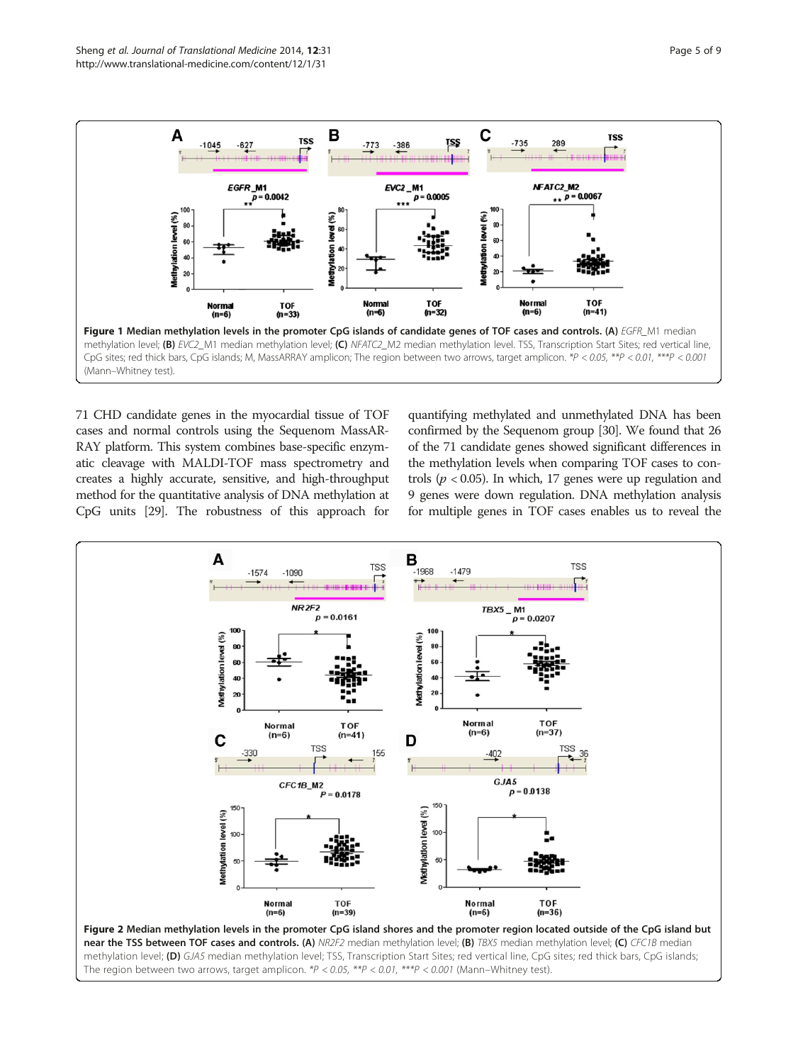**Figure 1 Median methylation levels in the promoter CpG islands of candidate genes of TOF cases and controls. (A)** *EGFR*_M1 median methylation level; **(B)** *EVC2*_M1 median methylation level; **(C)** *NFATC2*_M2 median methylation level. TSS, Transcription Start Sites; red vertical line, CpG sites; red thick bars, CpG islands; M, MassARRAY amplicon; The region between two arrows, target amplicon. *\*P < 0.05, \*\*P < 0.01, \*\*\*P < 0.001* (Mann–Whitney test).

71 CHD candidate genes in the myocardial tissue of TOF cases and normal controls using the Sequenom MassARRAY platform. This system combines base-specific enzymatic cleavage with MALDI-TOF mass spectrometry and creates a highly accurate, sensitive, and high-throughput method for the quantitative analysis of DNA methylation at CpG units [29]. The robustness of this approach for quantifying methylated and unmethylated DNA has been confirmed by the Sequenom group [30]. We found that 26 of the 71 candidate genes showed significant differences in the methylation levels when comparing TOF cases to controls ($p < 0.05$). In which, 17 genes were up regulation and 9 genes were down regulation. DNA methylation analysis for multiple genes in TOF cases enables us to reveal the

**Figure 2 Median methylation levels in the promoter CpG island shores and the promoter region located outside of the CpG island but near the TSS between TOF cases and controls. (A)** *NR2F2* median methylation level; **(B)** *TBX5* median methylation level; **(C)** *CFC1B* median methylation level; **(D)** *GJA5* median methylation level; TSS, Transcription Start Sites; red vertical line, CpG sites; red thick bars, CpG islands; The region between two arrows, target amplicon. *\*P < 0.05, \*\*P < 0.01, \*\*\*P < 0.001* (Mann–Whitney test).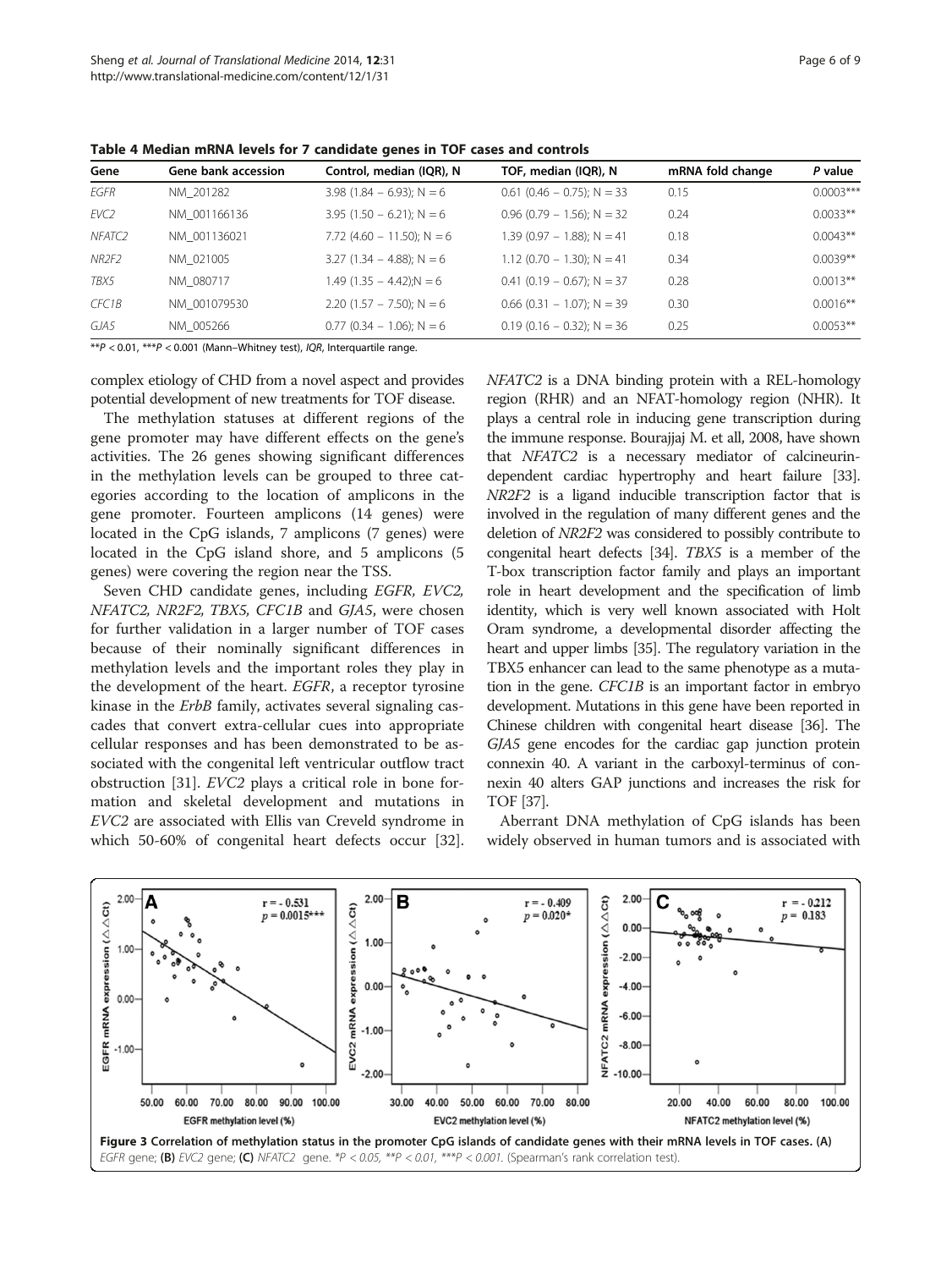**Table 4 Median mRNA levels for 7 candidate genes in TOF cases and controls**

| Gene | Gene bank accession | Control, median (IQR), N | TOF, median (IQR), N | mRNA fold change | *P* value |
|---|---|---|---|---|---|
| *EGFR* | NM_201282 | 3.98 (1.84 – 6.93); N = 6 | 0.61 (0.46 – 0.75); N = 33 | 0.15 | 0.0003*** |
| *EVC2* | NM_001166136 | 3.95 (1.50 – 6.21); N = 6 | 0.96 (0.79 – 1.56); N = 32 | 0.24 | 0.0033** |
| *NFATC2* | NM_001136021 | 7.72 (4.60 – 11.50); N = 6 | 1.39 (0.97 – 1.88); N = 41 | 0.18 | 0.0043** |
| *NR2F2* | NM_021005 | 3.27 (1.34 – 4.88); N = 6 | 1.12 (0.70 – 1.30); N = 41 | 0.34 | 0.0039** |
| *TBX5* | NM_080717 | 1.49 (1.35 – 4.42);N = 6 | 0.41 (0.19 – 0.67); N = 37 | 0.28 | 0.0013** |
| *CFC1B* | NM_001079530 | 2.20 (1.57 – 7.50); N = 6 | 0.66 (0.31 – 1.07); N = 39 | 0.30 | 0.0016** |
| *GJA5* | NM_005266 | 0.77 (0.34 – 1.06); N = 6 | 0.19 (0.16 – 0.32); N = 36 | 0.25 | 0.0053** |

**$P < 0.01$, ***$P < 0.001$ (Mann–Whitney test), *IQR*, Interquartile range.

complex etiology of CHD from a novel aspect and provides potential development of new treatments for TOF disease.

The methylation statuses at different regions of the gene promoter may have different effects on the gene's activities. The 26 genes showing significant differences in the methylation levels can be grouped to three categories according to the location of amplicons in the gene promoter. Fourteen amplicons (14 genes) were located in the CpG islands, 7 amplicons (7 genes) were located in the CpG island shore, and 5 amplicons (5 genes) were covering the region near the TSS.

Seven CHD candidate genes, including *EGFR, EVC2, NFATC2, NR2F2, TBX5, CFC1B* and *GJA5*, were chosen for further validation in a larger number of TOF cases because of their nominally significant differences in methylation levels and the important roles they play in the development of the heart. *EGFR*, a receptor tyrosine kinase in the *ErbB* family, activates several signaling cascades that convert extra-cellular cues into appropriate cellular responses and has been demonstrated to be associated with the congenital left ventricular outflow tract obstruction [31]. *EVC2* plays a critical role in bone formation and skeletal development and mutations in *EVC2* are associated with Ellis van Creveld syndrome in which 50-60% of congenital heart defects occur [32]. *NFATC2* is a DNA binding protein with a REL-homology region (RHR) and an NFAT-homology region (NHR). It plays a central role in inducing gene transcription during the immune response. Bourajjaj M. et all, 2008, have shown that *NFATC2* is a necessary mediator of calcineurin-dependent cardiac hypertrophy and heart failure [33]. *NR2F2* is a ligand inducible transcription factor that is involved in the regulation of many different genes and the deletion of *NR2F2* was considered to possibly contribute to congenital heart defects [34]. *TBX5* is a member of the T-box transcription factor family and plays an important role in heart development and the specification of limb identity, which is very well known associated with Holt Oram syndrome, a developmental disorder affecting the heart and upper limbs [35]. The regulatory variation in the TBX5 enhancer can lead to the same phenotype as a mutation in the gene. *CFC1B* is an important factor in embryo development. Mutations in this gene have been reported in Chinese children with congenital heart disease [36]. The *GJA5* gene encodes for the cardiac gap junction protein connexin 40. A variant in the carboxyl-terminus of connexin 40 alters GAP junctions and increases the risk for TOF [37].

Aberrant DNA methylation of CpG islands has been widely observed in human tumors and is associated with

**Figure 3 Correlation of methylation status in the promoter CpG islands of candidate genes with their mRNA levels in TOF cases. (A)** *EGFR* gene; **(B)** *EVC2* gene; **(C)** *NFATC2* gene. *$P < 0.05$, **$P < 0.01$, ***$P < 0.001$. (Spearman's rank correlation test).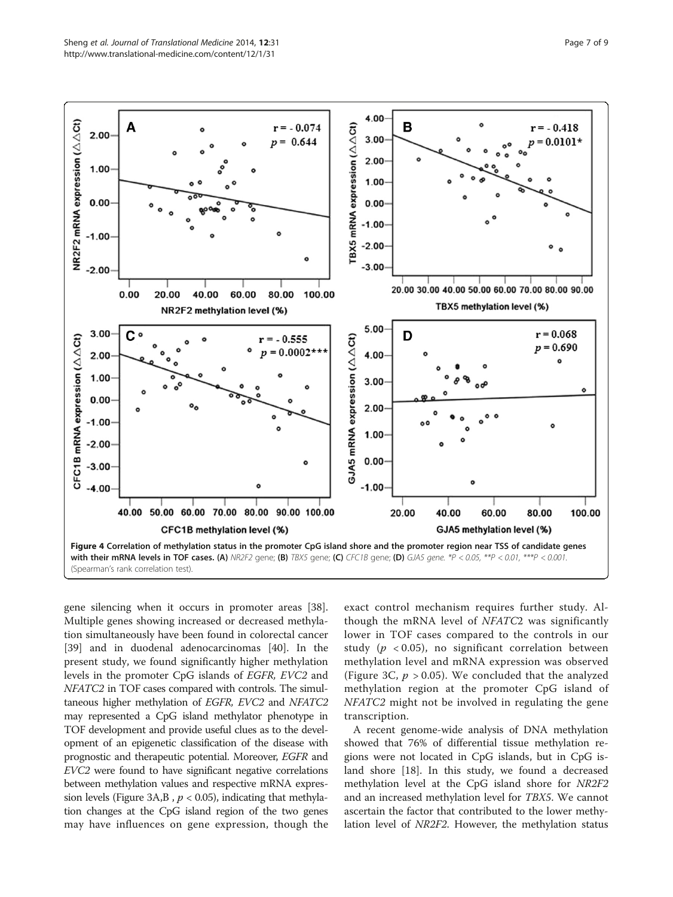**Figure 4 Correlation of methylation status in the promoter CpG island shore and the promoter region near TSS of candidate genes with their mRNA levels in TOF cases.** **(A)** *NR2F2* gene; **(B)** *TBX5* gene; **(C)** *CFC1B* gene; **(D)** *GJA5 gene. \*P < 0.05, \*\*P < 0.01, \*\*\*P < 0.001.* (Spearman's rank correlation test).

gene silencing when it occurs in promoter areas [38]. Multiple genes showing increased or decreased methylation simultaneously have been found in colorectal cancer [39] and in duodenal adenocarcinomas [40]. In the present study, we found significantly higher methylation levels in the promoter CpG islands of *EGFR, EVC2* and *NFATC2* in TOF cases compared with controls. The simultaneous higher methylation of *EGFR, EVC2* and *NFATC2* may represented a CpG island methylator phenotype in TOF development and provide useful clues as to the development of an epigenetic classification of the disease with prognostic and therapeutic potential. Moreover, *EGFR* and *EVC2* were found to have significant negative correlations between methylation values and respective mRNA expression levels (Figure 3A,B , $p < 0.05$), indicating that methylation changes at the CpG island region of the two genes may have influences on gene expression, though the exact control mechanism requires further study. Although the mRNA level of *NFATC2* was significantly lower in TOF cases compared to the controls in our study ($p < 0.05$), no significant correlation between methylation level and mRNA expression was observed (Figure 3C, $p > 0.05$). We concluded that the analyzed methylation region at the promoter CpG island of *NFATC2* might not be involved in regulating the gene transcription.

A recent genome-wide analysis of DNA methylation showed that 76% of differential tissue methylation regions were not located in CpG islands, but in CpG island shore [18]. In this study, we found a decreased methylation level at the CpG island shore for *NR2F2* and an increased methylation level for *TBX5*. We cannot ascertain the factor that contributed to the lower methylation level of *NR2F2*. However, the methylation status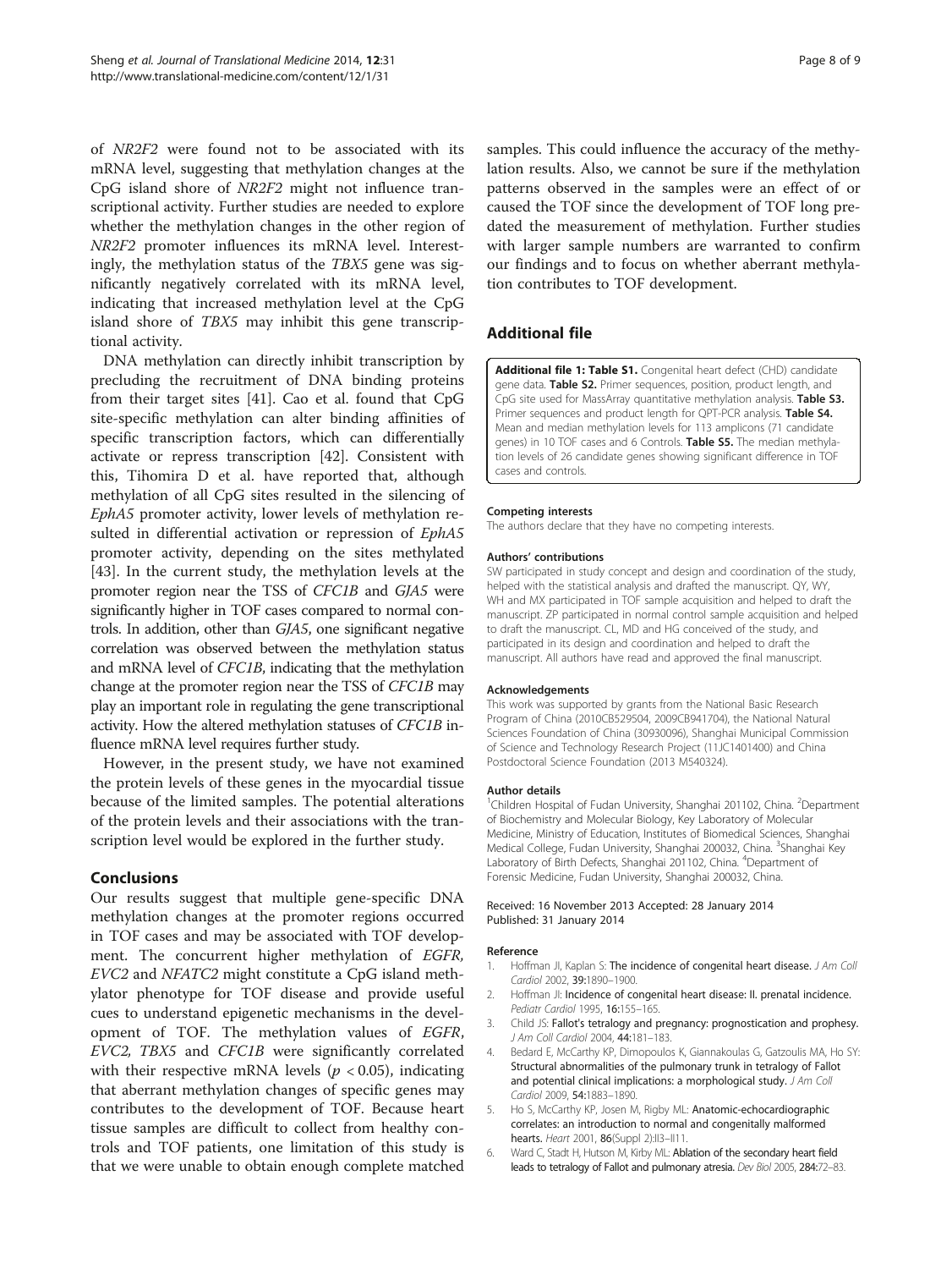of *NR2F2* were found not to be associated with its mRNA level, suggesting that methylation changes at the CpG island shore of *NR2F2* might not influence transcriptional activity. Further studies are needed to explore whether the methylation changes in the other region of *NR2F2* promoter influences its mRNA level. Interestingly, the methylation status of the *TBX5* gene was significantly negatively correlated with its mRNA level, indicating that increased methylation level at the CpG island shore of *TBX5* may inhibit this gene transcriptional activity.

DNA methylation can directly inhibit transcription by precluding the recruitment of DNA binding proteins from their target sites [41]. Cao et al. found that CpG site-specific methylation can alter binding affinities of specific transcription factors, which can differentially activate or repress transcription [42]. Consistent with this, Tihomira D et al. have reported that, although methylation of all CpG sites resulted in the silencing of *EphA5* promoter activity, lower levels of methylation resulted in differential activation or repression of *EphA5* promoter activity, depending on the sites methylated [43]. In the current study, the methylation levels at the promoter region near the TSS of *CFC1B* and *GJA5* were significantly higher in TOF cases compared to normal controls. In addition, other than *GJA5*, one significant negative correlation was observed between the methylation status and mRNA level of *CFC1B*, indicating that the methylation change at the promoter region near the TSS of *CFC1B* may play an important role in regulating the gene transcriptional activity. How the altered methylation statuses of *CFC1B* influence mRNA level requires further study.

However, in the present study, we have not examined the protein levels of these genes in the myocardial tissue because of the limited samples. The potential alterations of the protein levels and their associations with the transcription level would be explored in the further study.

## Conclusions

Our results suggest that multiple gene-specific DNA methylation changes at the promoter regions occurred in TOF cases and may be associated with TOF development. The concurrent higher methylation of *EGFR*, *EVC2* and *NFATC2* might constitute a CpG island methylator phenotype for TOF disease and provide useful cues to understand epigenetic mechanisms in the development of TOF. The methylation values of *EGFR*, *EVC2*, *TBX5* and *CFC1B* were significantly correlated with their respective mRNA levels ($p < 0.05$), indicating that aberrant methylation changes of specific genes may contributes to the development of TOF. Because heart tissue samples are difficult to collect from healthy controls and TOF patients, one limitation of this study is that we were unable to obtain enough complete matched samples. This could influence the accuracy of the methylation results. Also, we cannot be sure if the methylation patterns observed in the samples were an effect of or caused the TOF since the development of TOF long predated the measurement of methylation. Further studies with larger sample numbers are warranted to confirm our findings and to focus on whether aberrant methylation contributes to TOF development.

## Additional file

**Additional file 1: Table S1.** Congenital heart defect (CHD) candidate gene data. **Table S2.** Primer sequences, position, product length, and CpG site used for MassArray quantitative methylation analysis. **Table S3.** Primer sequences and product length for QPT-PCR analysis. **Table S4.** Mean and median methylation levels for 113 amplicons (71 candidate genes) in 10 TOF cases and 6 Controls. **Table S5.** The median methylation levels of 26 candidate genes showing significant difference in TOF cases and controls.

#### Competing interests

The authors declare that they have no competing interests.

#### Authors' contributions

SW participated in study concept and design and coordination of the study, helped with the statistical analysis and drafted the manuscript. QY, WY, WH and MX participated in TOF sample acquisition and helped to draft the manuscript. ZP participated in normal control sample acquisition and helped to draft the manuscript. CL, MD and HG conceived of the study, and participated in its design and coordination and helped to draft the manuscript. All authors have read and approved the final manuscript.

#### Acknowledgements

This work was supported by grants from the National Basic Research Program of China (2010CB529504, 2009CB941704), the National Natural Sciences Foundation of China (30930096), Shanghai Municipal Commission of Science and Technology Research Project (11JC1401400) and China Postdoctoral Science Foundation (2013 M540324).

#### Author details

[1]Children Hospital of Fudan University, Shanghai 201102, China. [2]Department of Biochemistry and Molecular Biology, Key Laboratory of Molecular Medicine, Ministry of Education, Institutes of Biomedical Sciences, Shanghai Medical College, Fudan University, Shanghai 200032, China. [3]Shanghai Key Laboratory of Birth Defects, Shanghai 201102, China. [4]Department of Forensic Medicine, Fudan University, Shanghai 200032, China.

Received: 16 November 2013 Accepted: 28 January 2014
Published: 31 January 2014

#### Reference

1. Hoffman JI, Kaplan S: **The incidence of congenital heart disease.** *J Am Coll Cardiol* 2002, **39:**1890–1900.
2. Hoffman JI: **Incidence of congenital heart disease: II. prenatal incidence.** *Pediatr Cardiol* 1995, **16:**155–165.
3. Child JS: **Fallot's tetralogy and pregnancy: prognostication and prophesy.** *J Am Coll Cardiol* 2004, **44:**181–183.
4. Bedard E, McCarthy KP, Dimopoulos K, Giannakoulas G, Gatzoulis MA, Ho SY: **Structural abnormalities of the pulmonary trunk in tetralogy of Fallot and potential clinical implications: a morphological study.** *J Am Coll Cardiol* 2009, **54:**1883–1890.
5. Ho S, McCarthy KP, Josen M, Rigby ML: **Anatomic-echocardiographic correlates: an introduction to normal and congenitally malformed hearts.** *Heart* 2001, **86**(Suppl 2):II3–II11.
6. Ward C, Stadt H, Hutson M, Kirby ML: **Ablation of the secondary heart field leads to tetralogy of Fallot and pulmonary atresia.** *Dev Biol* 2005, **284:**72–83.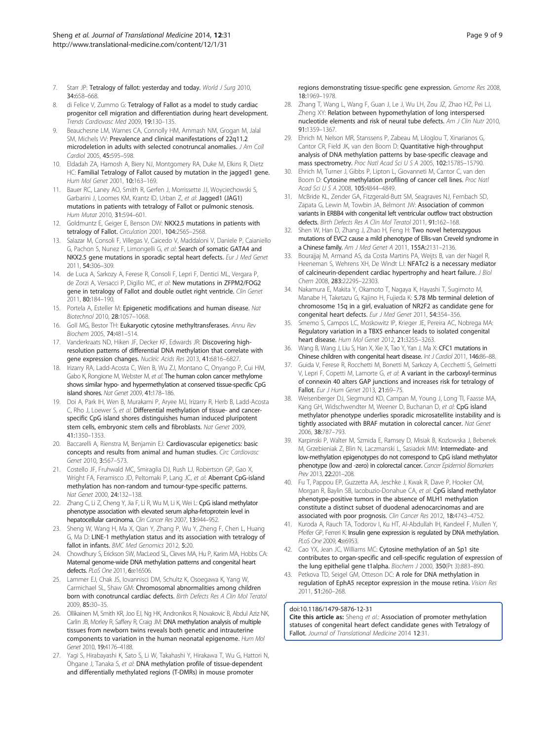7. Starr JP: **Tetralogy of fallot: yesterday and today.** *World J Surg* 2010, **34:**658–668.
8. di Felice V, Zummo G: **Tetralogy of Fallot as a model to study cardiac progenitor cell migration and differentiation during heart development.** *Trends Cardiovasc Med* 2009, **19:**130–135.
9. Beauchesne LM, Warnes CA, Connolly HM, Ammash NM, Grogan M, Jalal SM, Michels VV: **Prevalence and clinical manifestations of 22q11.2 microdeletion in adults with selected conotruncal anomalies.** *J Am Coll Cardiol* 2005, **45:**595–598.
10. Eldadah ZA, Hamosh A, Biery NJ, Montgomery RA, Duke M, Elkins R, Dietz HC: **Familial Tetralogy of Fallot caused by mutation in the jagged1 gene.** *Hum Mol Genet* 2001, **10:**163–169.
11. Bauer RC, Laney AO, Smith R, Gerfen J, Morrissette JJ, Woyciechowski S, Garbarini J, Loomes KM, Krantz ID, Urban Z, *et al*: **Jagged1 (JAG1) mutations in patients with tetralogy of Fallot or pulmonic stenosis.** *Hum Mutat* 2010, **31:**594–601.
12. Goldmuntz E, Geiger E, Benson DW: **NKX2.5 mutations in patients with tetralogy of Fallot.** *Circulation* 2001, **104:**2565–2568.
13. Salazar M, Consoli F, Villegas V, Caicedo V, Maddaloni V, Daniele P, Caianiello G, Pachon S, Nunez F, Limongelli G, *et al*: **Search of somatic GATA4 and NKX2.5 gene mutations in sporadic septal heart defects.** *Eur J Med Genet* 2011, **54:**306–309.
14. de Luca A, Sarkozy A, Ferese R, Consoli F, Lepri F, Dentici ML, Vergara P, de Zorzi A, Versacci P, Digilio MC, *et al*: **New mutations in ZFPM2/FOG2 gene in tetralogy of Fallot and double outlet right ventricle.** *Clin Genet* 2011, **80:**184–190.
15. Portela A, Esteller M: **Epigenetic modifications and human disease.** *Nat Biotechnol* 2010, **28:**1057–1068.
16. Goll MG, Bestor TH: **Eukaryotic cytosine methyltransferases.** *Annu Rev Biochem* 2005, **74:**481–514.
17. Vanderkraats ND, Hiken JF, Decker KF, Edwards JR: **Discovering high-resolution patterns of differential DNA methylation that correlate with gene expression changes.** *Nucleic Acids Res* 2013, **41:**6816–6827.
18. Irizarry RA, Ladd-Acosta C, Wen B, Wu ZJ, Montano C, Onyango P, Cui HM, Gabo K, Rongione M, Webster M, *et al*: **The human colon cancer methylome shows similar hypo- and hypermethylation at conserved tissue-specific CpG island shores.** *Nat Genet* 2009, **41:**178–186.
19. Doi A, Park IH, Wen B, Murakami P, Aryee MJ, Irizarry R, Herb B, Ladd-Acosta C, Rho J, Loewer S, *et al*: **Differential methylation of tissue- and cancer-specific CpG island shores distinguishes human induced pluripotent stem cells, embryonic stem cells and fibroblasts.** *Nat Genet* 2009, **41:**1350–1353.
20. Baccarelli A, Rienstra M, Benjamin EJ: **Cardiovascular epigenetics: basic concepts and results from animal and human studies.** *Circ Cardiovasc Genet* 2010, **3:**567–573.
21. Costello JF, Fruhwald MC, Smiraglia DJ, Rush LJ, Robertson GP, Gao X, Wright FA, Feramisco JD, Peltomaki P, Lang JC, *et al*: **Aberrant CpG-island methylation has non-random and tumour-type-specific patterns.** *Nat Genet* 2000, **24:**132–138.
22. Zhang C, Li Z, Cheng Y, Jia F, Li R, Wu M, Li K, Wei L: **CpG island methylator phenotype association with elevated serum alpha-fetoprotein level in hepatocellular carcinoma.** *Clin Cancer Res* 2007, **13:**944–952.
23. Sheng W, Wang H, Ma X, Qian Y, Zhang P, Wu Y, Zheng F, Chen L, Huang G, Ma D: **LINE-1 methylation status and its association with tetralogy of fallot in infants.** *BMC Med Genomics* 2012, **5:**20.
24. Chowdhury S, Erickson SW, MacLeod SL, Cleves MA, Hu P, Karim MA, Hobbs CA: **Maternal genome-wide DNA methylation patterns and congenital heart defects.** *PLoS One* 2011, **6:**e16506.
25. Lammer EJ, Chak JS, Iovannisci DM, Schultz K, Osoegawa K, Yang W, Carmichael SL, Shaw GM: **Chromosomal abnormalities among children born with conotruncal cardiac defects.** *Birth Defects Res A Clin Mol Teratol* 2009, **85:**30–35.
26. Ollikainen M, Smith KR, Joo EJ, Ng HK, Andronikos R, Novakovic B, Abdul Aziz NK, Carlin JB, Morley R, Saffery R, Craig JM: **DNA methylation analysis of multiple tissues from newborn twins reveals both genetic and intrauterine components to variation in the human neonatal epigenome.** *Hum Mol Genet* 2010, **19:**4176–4188.
27. Yagi S, Hirabayashi K, Sato S, Li W, Takahashi Y, Hirakawa T, Wu G, Hattori N, Ohgane J, Tanaka S, *et al*: **DNA methylation profile of tissue-dependent and differentially methylated regions (T-DMRs) in mouse promoter regions demonstrating tissue-specific gene expression.** *Genome Res* 2008, **18:**1969–1978.
28. Zhang T, Wang L, Wang F, Guan J, Le J, Wu LH, Zou JZ, Zhao HZ, Pei LJ, Zheng XY: **Relation between hypomethylation of long interspersed nucleotide elements and risk of neural tube defects.** *Am J Clin Nutr* 2010, **91:**1359–1367.
29. Ehrich M, Nelson MR, Stanssens P, Zabeau M, Liloglou T, Xinarianos G, Cantor CR, Field JK, van den Boom D: **Quantitative high-throughput analysis of DNA methylation patterns by base-specific cleavage and mass spectrometry.** *Proc Natl Acad Sci U S A* 2005, **102:**15785–15790.
30. Ehrich M, Turner J, Gibbs P, Lipton L, Giovanneti M, Cantor C, van den Boom D: **Cytosine methylation profiling of cancer cell lines.** *Proc Natl Acad Sci U S A* 2008, **105:**4844–4849.
31. McBride KL, Zender GA, Fitzgerald-Butt SM, Seagraves NJ, Fernbach SD, Zapata G, Lewin M, Towbin JA, Belmont JW: **Association of common variants in ERBB4 with congenital left ventricular outflow tract obstruction defects.** *Birth Defects Res A Clin Mol Teratol* 2011, **91:**162–168.
32. Shen W, Han D, Zhang J, Zhao H, Feng H: **Two novel heterozygous mutations of EVC2 cause a mild phenotype of Ellis-van Creveld syndrome in a Chinese family.** *Am J Med Genet A* 2011, **155A:**2131–2136.
33. Bourajjaj M, Armand AS, da Costa Martins PA, Weijts B, van der Nagel R, Heeneman S, Wehrens XH, De Windt LJ: **NFATc2 is a necessary mediator of calcineurin-dependent cardiac hypertrophy and heart failure.** *J Biol Chem* 2008, **283:**22295–22303.
34. Nakamura E, Makita Y, Okamoto T, Nagaya K, Hayashi T, Sugimoto M, Manabe H, Taketazu G, Kajino H, Fujieda K: **5.78 Mb terminal deletion of chromosome 15q in a girl, evaluation of NR2F2 as candidate gene for congenital heart defects.** *Eur J Med Genet* 2011, **54:**354–356.
35. Smemo S, Campos LC, Moskowitz IP, Krieger JE, Pereira AC, Nobrega MA: **Regulatory variation in a TBX5 enhancer leads to isolated congenital heart disease.** *Hum Mol Genet* 2012, **21:**3255–3263.
36. Wang B, Wang J, Liu S, Han X, Xie X, Tao Y, Yan J, Ma X: **CFC1 mutations in Chinese children with congenital heart disease.** *Int J Cardiol* 2011, **146:**86–88.
37. Guida V, Ferese R, Rocchetti M, Bonetti M, Sarkozy A, Cecchetti S, Gelmetti V, Lepri F, Copetti M, Lamorte G, *et al*: **A variant in the carboxyl-terminus of connexin 40 alters GAP junctions and increases risk for tetralogy of Fallot.** *Eur J Hum Genet* 2013, **21:**69–75.
38. Weisenberger DJ, Siegmund KD, Campan M, Young J, Long TI, Faasse MA, Kang GH, Widschwendter M, Weener D, Buchanan D, *et al*: **CpG island methylator phenotype underlies sporadic microsatellite instability and is tightly associated with BRAF mutation in colorectal cancer.** *Nat Genet* 2006, **38:**787–793.
39. Karpinski P, Walter M, Szmida E, Ramsey D, Misiak B, Kozlowska J, Bebenek M, Grzebieniak Z, Blin N, Laczmanski L, Sasiadek MM: **Intermediate- and low-methylation epigenotypes do not correspond to CpG island methylator phenotype (low and -zero) in colorectal cancer.** *Cancer Epidemiol Biomarkers Prev* 2013, **22:**201–208.
40. Fu T, Pappou EP, Guzzetta AA, Jeschke J, Kwak R, Dave P, Hooker CM, Morgan R, Baylin SB, Iacobuzio-Donahue CA, *et al*: **CpG island methylator phenotype-positive tumors in the absence of MLH1 methylation constitute a distinct subset of duodenal adenocarcinomas and are associated with poor prognosis.** *Clin Cancer Res* 2012, **18:**4743–4752.
41. Kuroda A, Rauch TA, Todorov I, Ku HT, Al-Abdullah IH, Kandeel F, Mullen Y, Pfeifer GP, Ferreri K: **Insulin gene expression is regulated by DNA methylation.** *PLoS One* 2009, **4:**e6953.
42. Cao YX, Jean JC, Williams MC: **Cytosine methylation of an Sp1 site contributes to organ-specific and cell-specific regulation of expression of the lung epithelial gene t1alpha.** *Biochem J* 2000, **350**(Pt 3)**:**883–890.
43. Petkova TD, Seigel GM, Otteson DC: **A role for DNA methylation in regulation of EphA5 receptor expression in the mouse retina.** *Vision Res* 2011, **51:**260–268.

doi:10.1186/1479-5876-12-31

**Cite this article as:** Sheng *et al.*: Association of promoter methylation statuses of congenital heart defect candidate genes with Tetralogy of Fallot. *Journal of Translational Medicine* 2014 **12**:31.